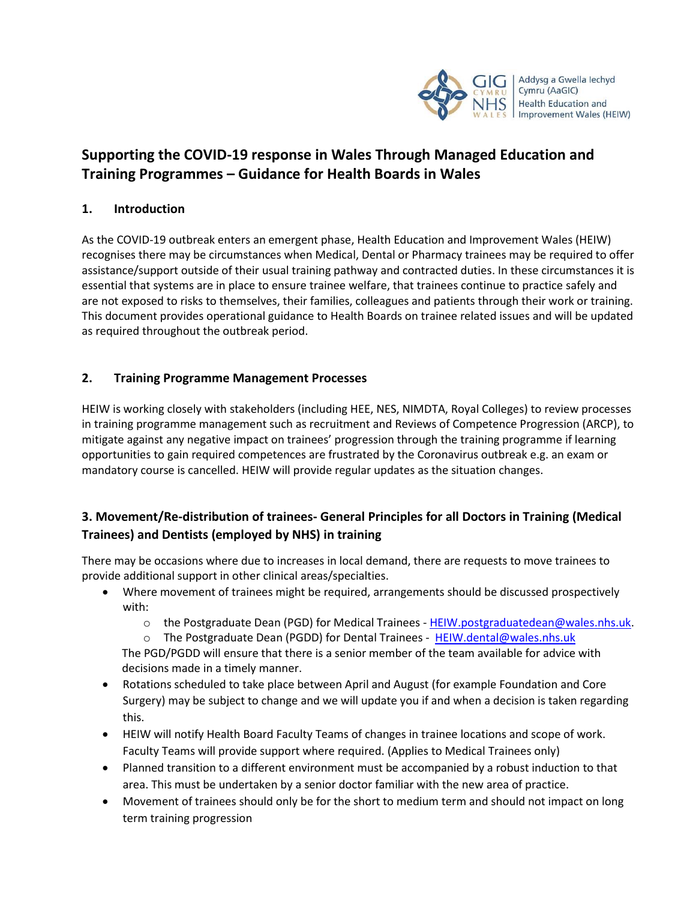# Supporting the COVID-19 response in Wales Through Managed Education and Training Programmes – Guidance for Health Boards in Wales

## 1. Introduction

As the COVID-19 outbreak enters an emergent phase, Health Education and Improvement Wales (HEIW) recognises there may be circumstances when Medical, Dental or Pharmacy trainees may be required to offer assistance/support outside of their usual training pathway and contracted duties. In these circumstances it is essential that systems are in place to ensure trainee welfare, that trainees continue to practice safely and are not exposed to risks to themselves, their families, colleagues and patients through their work or training. This document provides operational guidance to Health Boards on trainee related issues and will be updated as required throughout the outbreak period.

## 2. Training Programme Management Processes

HEIW is working closely with stakeholders (including HEE, NES, NIMDTA, Royal Colleges) to review processes in training programme management such as recruitment and Reviews of Competence Progression (ARCP), to mitigate against any negative impact on trainees' progression through the training programme if learning opportunities to gain required competences are frustrated by the Coronavirus outbreak e.g. an exam or mandatory course is cancelled. HEIW will provide regular updates as the situation changes.

## 3. Movement/Re-distribution of trainees- General Principles for all Doctors in Training (Medical Trainees) and Dentists (employed by NHS) in training

There may be occasions where due to increases in local demand, there are requests to move trainees to provide additional support in other clinical areas/specialties.

- Where movement of trainees might be required, arrangements should be discussed prospectively with:
  - the Postgraduate Dean (PGD) for Medical Trainees - HEIW.postgraduatedean@wales.nhs.uk.
  - The Postgraduate Dean (PGDD) for Dental Trainees - HEIW.dental@wales.nhs.uk

  The PGD/PGDD will ensure that there is a senior member of the team available for advice with decisions made in a timely manner.
- Rotations scheduled to take place between April and August (for example Foundation and Core Surgery) may be subject to change and we will update you if and when a decision is taken regarding this.
- HEIW will notify Health Board Faculty Teams of changes in trainee locations and scope of work. Faculty Teams will provide support where required. (Applies to Medical Trainees only)
- Planned transition to a different environment must be accompanied by a robust induction to that area. This must be undertaken by a senior doctor familiar with the new area of practice.
- Movement of trainees should only be for the short to medium term and should not impact on long term training progression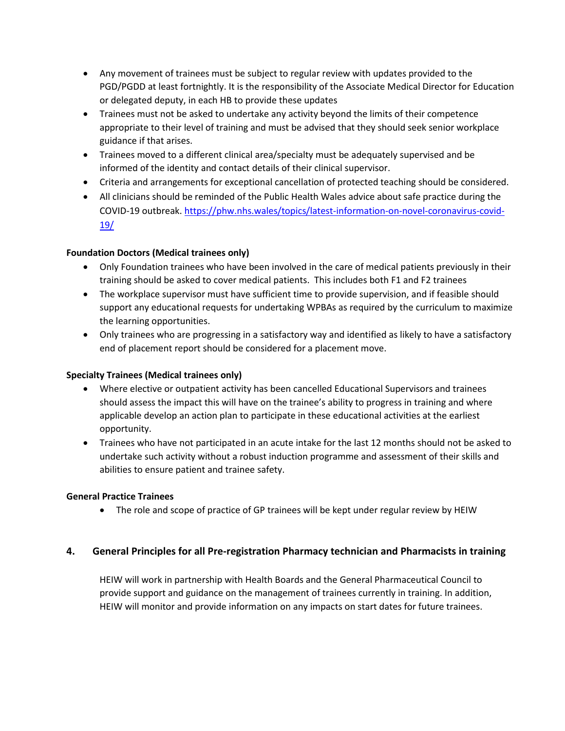- Any movement of trainees must be subject to regular review with updates provided to the PGD/PGDD at least fortnightly. It is the responsibility of the Associate Medical Director for Education or delegated deputy, in each HB to provide these updates
- Trainees must not be asked to undertake any activity beyond the limits of their competence appropriate to their level of training and must be advised that they should seek senior workplace guidance if that arises.
- Trainees moved to a different clinical area/specialty must be adequately supervised and be informed of the identity and contact details of their clinical supervisor.
- Criteria and arrangements for exceptional cancellation of protected teaching should be considered.
- All clinicians should be reminded of the Public Health Wales advice about safe practice during the COVID-19 outbreak. [https://phw.nhs.wales/topics/latest-information-on-novel-coronavirus-covid-19/](https://phw.nhs.wales/topics/latest-information-on-novel-coronavirus-covid-19/)

**Foundation Doctors (Medical trainees only)**

- Only Foundation trainees who have been involved in the care of medical patients previously in their training should be asked to cover medical patients. This includes both F1 and F2 trainees
- The workplace supervisor must have sufficient time to provide supervision, and if feasible should support any educational requests for undertaking WPBAs as required by the curriculum to maximize the learning opportunities.
- Only trainees who are progressing in a satisfactory way and identified as likely to have a satisfactory end of placement report should be considered for a placement move.

**Specialty Trainees (Medical trainees only)**

- Where elective or outpatient activity has been cancelled Educational Supervisors and trainees should assess the impact this will have on the trainee's ability to progress in training and where applicable develop an action plan to participate in these educational activities at the earliest opportunity.
- Trainees who have not participated in an acute intake for the last 12 months should not be asked to undertake such activity without a robust induction programme and assessment of their skills and abilities to ensure patient and trainee safety.

**General Practice Trainees**

- The role and scope of practice of GP trainees will be kept under regular review by HEIW

## 4. General Principles for all Pre-registration Pharmacy technician and Pharmacists in training

HEIW will work in partnership with Health Boards and the General Pharmaceutical Council to provide support and guidance on the management of trainees currently in training. In addition, HEIW will monitor and provide information on any impacts on start dates for future trainees.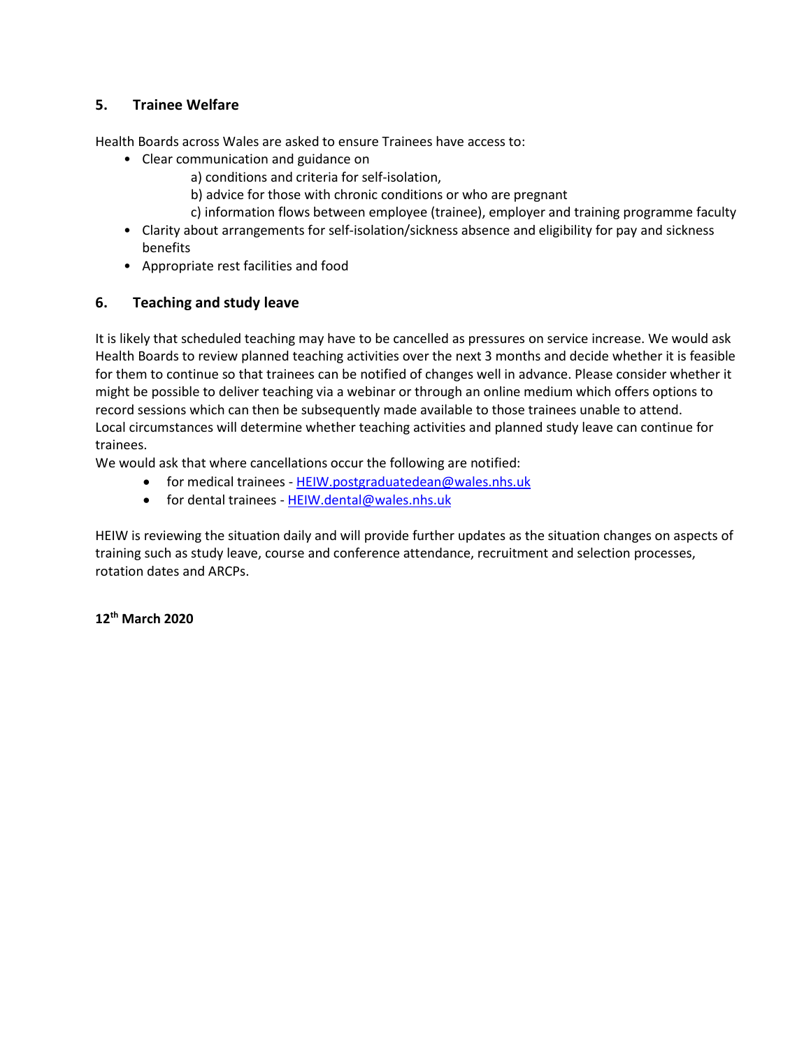## 5. Trainee Welfare

Health Boards across Wales are asked to ensure Trainees have access to:

- Clear communication and guidance on
  - a) conditions and criteria for self-isolation,
  - b) advice for those with chronic conditions or who are pregnant
  - c) information flows between employee (trainee), employer and training programme faculty
- Clarity about arrangements for self-isolation/sickness absence and eligibility for pay and sickness benefits
- Appropriate rest facilities and food

## 6. Teaching and study leave

It is likely that scheduled teaching may have to be cancelled as pressures on service increase. We would ask Health Boards to review planned teaching activities over the next 3 months and decide whether it is feasible for them to continue so that trainees can be notified of changes well in advance. Please consider whether it might be possible to deliver teaching via a webinar or through an online medium which offers options to record sessions which can then be subsequently made available to those trainees unable to attend.
Local circumstances will determine whether teaching activities and planned study leave can continue for trainees.
We would ask that where cancellations occur the following are notified:

- for medical trainees - HEIW.postgraduatedean@wales.nhs.uk
- for dental trainees - HEIW.dental@wales.nhs.uk

HEIW is reviewing the situation daily and will provide further updates as the situation changes on aspects of training such as study leave, course and conference attendance, recruitment and selection processes, rotation dates and ARCPs.

**12th March 2020**